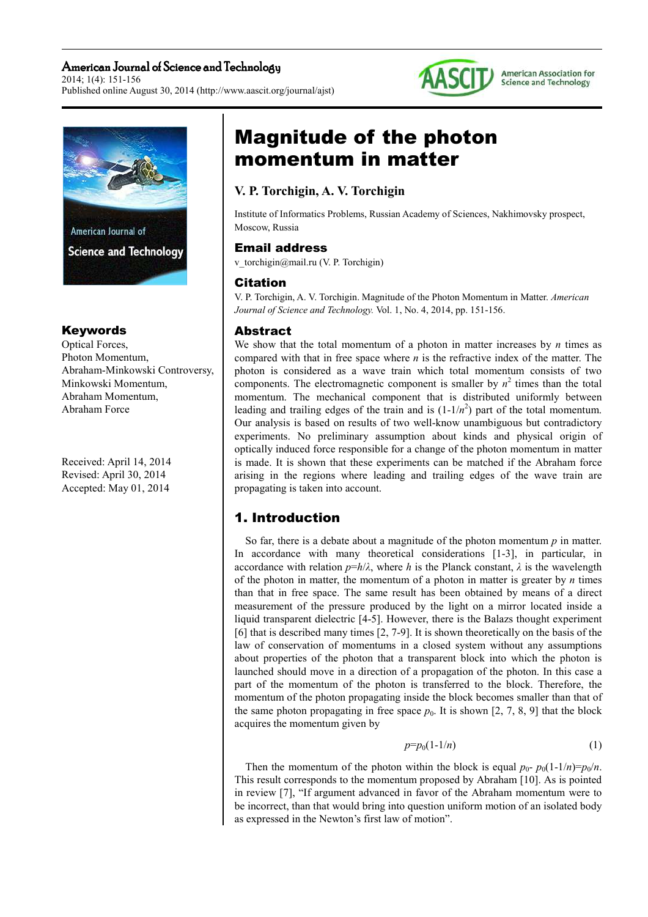# Magnitude of the photon momentum in matter

**V. P. Torchigin, A. V. Torchigin**

Institute of Informatics Problems, Russian Academy of Sciences, Nakhimovsky prospect, Moscow, Russia

### Email address

v_torchigin@mail.ru (V. P. Torchigin)

### Citation

V. P. Torchigin, A. V. Torchigin. Magnitude of the Photon Momentum in Matter. *American Journal of Science and Technology.* Vol. 1, No. 4, 2014, pp. 151-156.

### Keywords

Optical Forces,
Photon Momentum,
Abraham-Minkowski Controversy,
Minkowski Momentum,
Abraham Momentum,
Abraham Force

Received: April 14, 2014
Revised: April 30, 2014
Accepted: May 01, 2014

### Abstract

We show that the total momentum of a photon in matter increases by $n$ times as compared with that in free space where $n$ is the refractive index of the matter. The photon is considered as a wave train which total momentum consists of two components. The electromagnetic component is smaller by $n^2$ times than the total momentum. The mechanical component that is distributed uniformly between leading and trailing edges of the train and is $(1\text{-}1/n^2)$ part of the total momentum. Our analysis is based on results of two well-know unambiguous but contradictory experiments. No preliminary assumption about kinds and physical origin of optically induced force responsible for a change of the photon momentum in matter is made. It is shown that these experiments can be matched if the Abraham force arising in the regions where leading and trailing edges of the wave train are propagating is taken into account.

## 1. Introduction

So far, there is a debate about a magnitude of the photon momentum $p$ in matter. In accordance with many theoretical considerations [1-3], in particular, in accordance with relation $p=h/\lambda$, where $h$ is the Planck constant, $\lambda$ is the wavelength of the photon in matter, the momentum of a photon in matter is greater by $n$ times than that in free space. The same result has been obtained by means of a direct measurement of the pressure produced by the light on a mirror located inside a liquid transparent dielectric [4-5]. However, there is the Balazs thought experiment [6] that is described many times [2, 7-9]. It is shown theoretically on the basis of the law of conservation of momentums in a closed system without any assumptions about properties of the photon that a transparent block into which the photon is launched should move in a direction of a propagation of the photon. In this case a part of the momentum of the photon is transferred to the block. Therefore, the momentum of the photon propagating inside the block becomes smaller than that of the same photon propagating in free space $p_0$. It is shown [2, 7, 8, 9] that the block acquires the momentum given by

$$p=p_0(1\text{-}1/n) \tag{1}$$

Then the momentum of the photon within the block is equal $p_0\text{-}\ p_0(1\text{-}1/n)=p_0/n$. This result corresponds to the momentum proposed by Abraham [10]. As is pointed in review [7], "If argument advanced in favor of the Abraham momentum were to be incorrect, than that would bring into question uniform motion of an isolated body as expressed in the Newton's first law of motion".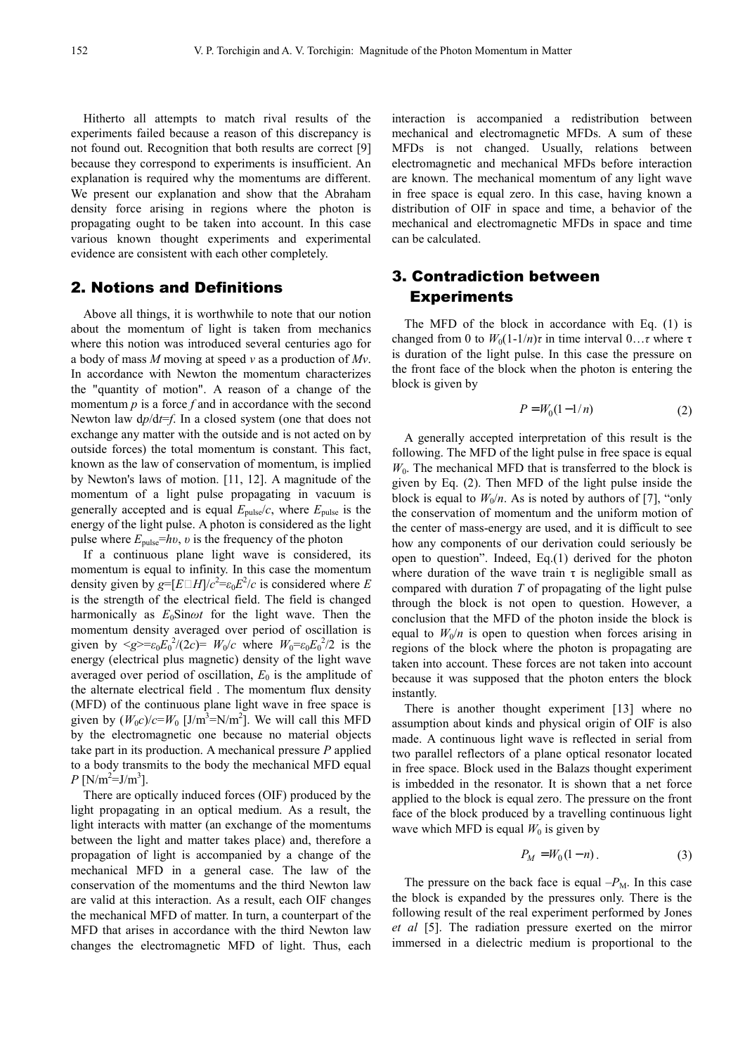Hitherto all attempts to match rival results of the experiments failed because a reason of this discrepancy is not found out. Recognition that both results are correct [9] because they correspond to experiments is insufficient. An explanation is required why the momentums are different. We present our explanation and show that the Abraham density force arising in regions where the photon is propagating ought to be taken into account. In this case various known thought experiments and experimental evidence are consistent with each other completely.

## 2. Notions and Definitions

Above all things, it is worthwhile to note that our notion about the momentum of light is taken from mechanics where this notion was introduced several centuries ago for a body of mass $M$ moving at speed $v$ as a production of $Mv$. In accordance with Newton the momentum characterizes the "quantity of motion". A reason of a change of the momentum $p$ is a force $f$ and in accordance with the second Newton law $dp/dt=f$. In a closed system (one that does not exchange any matter with the outside and is not acted on by outside forces) the total momentum is constant. This fact, known as the law of conservation of momentum, is implied by Newton's laws of motion. [11, 12]. A magnitude of the momentum of a light pulse propagating in vacuum is generally accepted and is equal $E_{pulse}/c$, where $E_{pulse}$ is the energy of the light pulse. A photon is considered as the light pulse where $E_{pulse}=h\upsilon$, $\upsilon$ is the frequency of the photon

If a continuous plane light wave is considered, its momentum is equal to infinity. In this case the momentum density given by $g=[E\square H]/c^2=\varepsilon_0 E^2/c$ is considered where $E$ is the strength of the electrical field. The field is changed harmonically as $E_0 \mathrm{Sin}\omega t$ for the light wave. Then the momentum density averaged over period of oscillation is given by $<g>=\varepsilon_0 E_0^2/(2c)= W_0/c$ where $W_0=\varepsilon_0 E_0^2/2$ is the energy (electrical plus magnetic) density of the light wave averaged over period of oscillation, $E_0$ is the amplitude of the alternate electrical field . The momentum flux density (MFD) of the continuous plane light wave in free space is given by $(W_0 c)/c=W_0$ [J/m$^3$=N/m$^2$]. We will call this MFD by the electromagnetic one because no material objects take part in its production. A mechanical pressure $P$ applied to a body transmits to the body the mechanical MFD equal $P$ [N/m$^2$=J/m$^3$].

There are optically induced forces (OIF) produced by the light propagating in an optical medium. As a result, the light interacts with matter (an exchange of the momentums between the light and matter takes place) and, therefore a propagation of light is accompanied by a change of the mechanical MFD in a general case. The law of the conservation of the momentums and the third Newton law are valid at this interaction. As a result, each OIF changes the mechanical MFD of matter. In turn, a counterpart of the MFD that arises in accordance with the third Newton law changes the electromagnetic MFD of light. Thus, each interaction is accompanied a redistribution between mechanical and electromagnetic MFDs. A sum of these MFDs is not changed. Usually, relations between electromagnetic and mechanical MFDs before interaction are known. The mechanical momentum of any light wave in free space is equal zero. In this case, having known a distribution of OIF in space and time, a behavior of the mechanical and electromagnetic MFDs in space and time can be calculated.

## 3. Contradiction between Experiments

The MFD of the block in accordance with Eq. (1) is changed from 0 to $W_0(1\text{-}1/n)\tau$ in time interval $0\ldots\tau$ where $\tau$ is duration of the light pulse. In this case the pressure on the front face of the block when the photon is entering the block is given by

$$P = W_0(1-1/n) \tag{2}$$

A generally accepted interpretation of this result is the following. The MFD of the light pulse in free space is equal $W_0$. The mechanical MFD that is transferred to the block is given by Eq. (2). Then MFD of the light pulse inside the block is equal to $W_0/n$. As is noted by authors of [7], "only the conservation of momentum and the uniform motion of the center of mass-energy are used, and it is difficult to see how any components of our derivation could seriously be open to question". Indeed, Eq.(1) derived for the photon where duration of the wave train $\tau$ is negligible small as compared with duration $T$ of propagating of the light pulse through the block is not open to question. However, a conclusion that the MFD of the photon inside the block is equal to $W_0/n$ is open to question when forces arising in regions of the block where the photon is propagating are taken into account. These forces are not taken into account because it was supposed that the photon enters the block instantly.

There is another thought experiment [13] where no assumption about kinds and physical origin of OIF is also made. A continuous light wave is reflected in serial from two parallel reflectors of a plane optical resonator located in free space. Block used in the Balazs thought experiment is imbedded in the resonator. It is shown that a net force applied to the block is equal zero. The pressure on the front face of the block produced by a travelling continuous light wave which MFD is equal $W_0$ is given by

$$P_M = W_0(1-n)\,. \tag{3}$$

The pressure on the back face is equal $-P_M$. In this case the block is expanded by the pressures only. There is the following result of the real experiment performed by Jones *et al* [5]. The radiation pressure exerted on the mirror immersed in a dielectric medium is proportional to the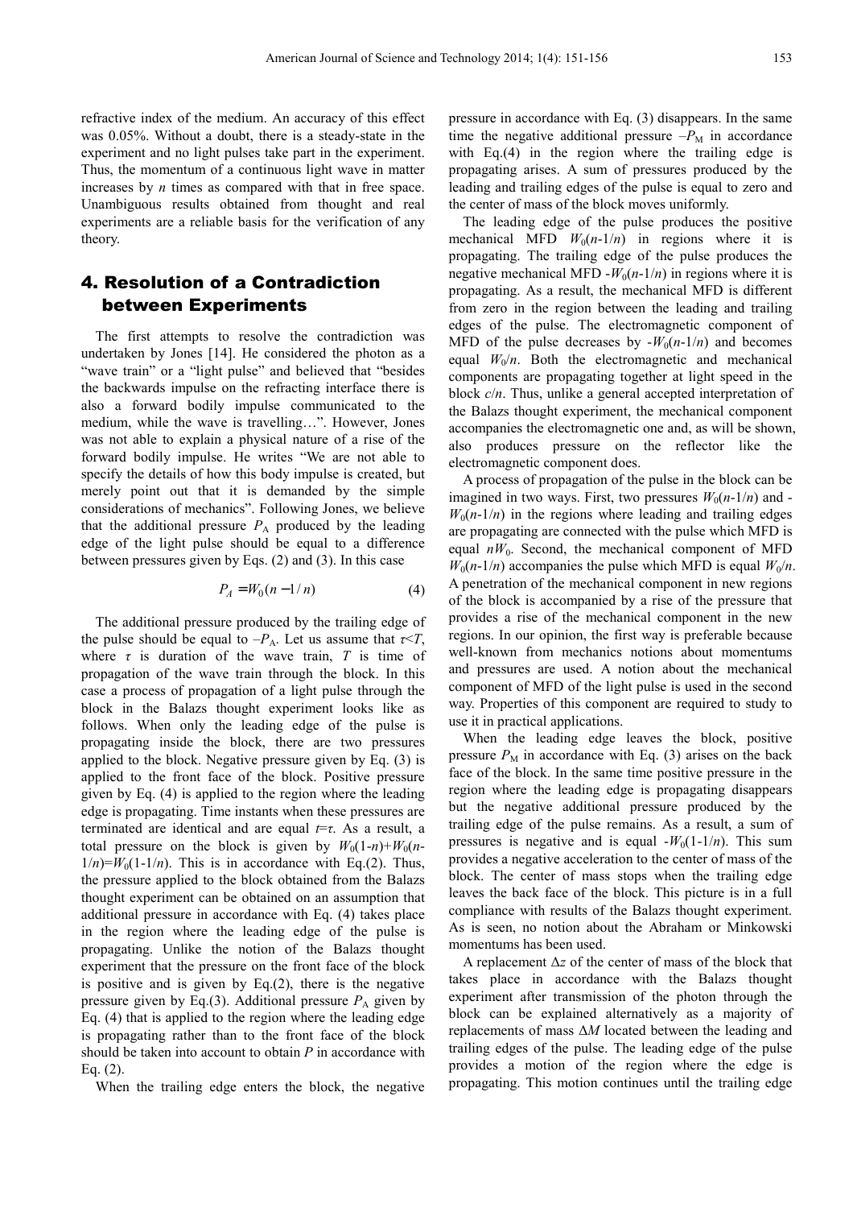refractive index of the medium. An accuracy of this effect was 0.05%. Without a doubt, there is a steady-state in the experiment and no light pulses take part in the experiment. Thus, the momentum of a continuous light wave in matter increases by $n$ times as compared with that in free space. Unambiguous results obtained from thought and real experiments are a reliable basis for the verification of any theory.

## 4. Resolution of a Contradiction between Experiments

The first attempts to resolve the contradiction was undertaken by Jones [14]. He considered the photon as a "wave train" or a "light pulse" and believed that "besides the backwards impulse on the refracting interface there is also a forward bodily impulse communicated to the medium, while the wave is travelling…". However, Jones was not able to explain a physical nature of a rise of the forward bodily impulse. He writes "We are not able to specify the details of how this body impulse is created, but merely point out that it is demanded by the simple considerations of mechanics". Following Jones, we believe that the additional pressure $P_A$ produced by the leading edge of the light pulse should be equal to a difference between pressures given by Eqs. (2) and (3). In this case

$$P_A = W_0(n - 1/n) \qquad (4)$$

The additional pressure produced by the trailing edge of the pulse should be equal to $-P_A$. Let us assume that $\tau < T$, where $\tau$ is duration of the wave train, $T$ is time of propagation of the wave train through the block. In this case a process of propagation of a light pulse through the block in the Balazs thought experiment looks like as follows. When only the leading edge of the pulse is propagating inside the block, there are two pressures applied to the block. Negative pressure given by Eq. (3) is applied to the front face of the block. Positive pressure given by Eq. (4) is applied to the region where the leading edge is propagating. Time instants when these pressures are terminated are identical and are equal $t=\tau$. As a result, a total pressure on the block is given by $W_0(1-n)+W_0(n-1/n)=W_0(1-1/n)$. This is in accordance with Eq.(2). Thus, the pressure applied to the block obtained from the Balazs thought experiment can be obtained on an assumption that additional pressure in accordance with Eq. (4) takes place in the region where the leading edge of the pulse is propagating. Unlike the notion of the Balazs thought experiment that the pressure on the front face of the block is positive and is given by Eq.(2), there is the negative pressure given by Eq.(3). Additional pressure $P_A$ given by Eq. (4) that is applied to the region where the leading edge is propagating rather than to the front face of the block should be taken into account to obtain $P$ in accordance with Eq. (2).

When the trailing edge enters the block, the negative pressure in accordance with Eq. (3) disappears. In the same time the negative additional pressure $-P_M$ in accordance with Eq.(4) in the region where the trailing edge is propagating arises. A sum of pressures produced by the leading and trailing edges of the pulse is equal to zero and the center of mass of the block moves uniformly.

The leading edge of the pulse produces the positive mechanical MFD $W_0(n-1/n)$ in regions where it is propagating. The trailing edge of the pulse produces the negative mechanical MFD $-W_0(n-1/n)$ in regions where it is propagating. As a result, the mechanical MFD is different from zero in the region between the leading and trailing edges of the pulse. The electromagnetic component of MFD of the pulse decreases by $-W_0(n-1/n)$ and becomes equal $W_0/n$. Both the electromagnetic and mechanical components are propagating together at light speed in the block $c/n$. Thus, unlike a general accepted interpretation of the Balazs thought experiment, the mechanical component accompanies the electromagnetic one and, as will be shown, also produces pressure on the reflector like the electromagnetic component does.

A process of propagation of the pulse in the block can be imagined in two ways. First, two pressures $W_0(n-1/n)$ and $-W_0(n-1/n)$ in the regions where leading and trailing edges are propagating are connected with the pulse which MFD is equal $nW_0$. Second, the mechanical component of MFD $W_0(n-1/n)$ accompanies the pulse which MFD is equal $W_0/n$. A penetration of the mechanical component in new regions of the block is accompanied by a rise of the pressure that provides a rise of the mechanical component in the new regions. In our opinion, the first way is preferable because well-known from mechanics notions about momentums and pressures are used. A notion about the mechanical component of MFD of the light pulse is used in the second way. Properties of this component are required to study to use it in practical applications.

When the leading edge leaves the block, positive pressure $P_M$ in accordance with Eq. (3) arises on the back face of the block. In the same time positive pressure in the region where the leading edge is propagating disappears but the negative additional pressure produced by the trailing edge of the pulse remains. As a result, a sum of pressures is negative and is equal $-W_0(1-1/n)$. This sum provides a negative acceleration to the center of mass of the block. The center of mass stops when the trailing edge leaves the back face of the block. This picture is in a full compliance with results of the Balazs thought experiment. As is seen, no notion about the Abraham or Minkowski momentums has been used.

A replacement $\Delta z$ of the center of mass of the block that takes place in accordance with the Balazs thought experiment after transmission of the photon through the block can be explained alternatively as a majority of replacements of mass $\Delta M$ located between the leading and trailing edges of the pulse. The leading edge of the pulse provides a motion of the region where the edge is propagating. This motion continues until the trailing edge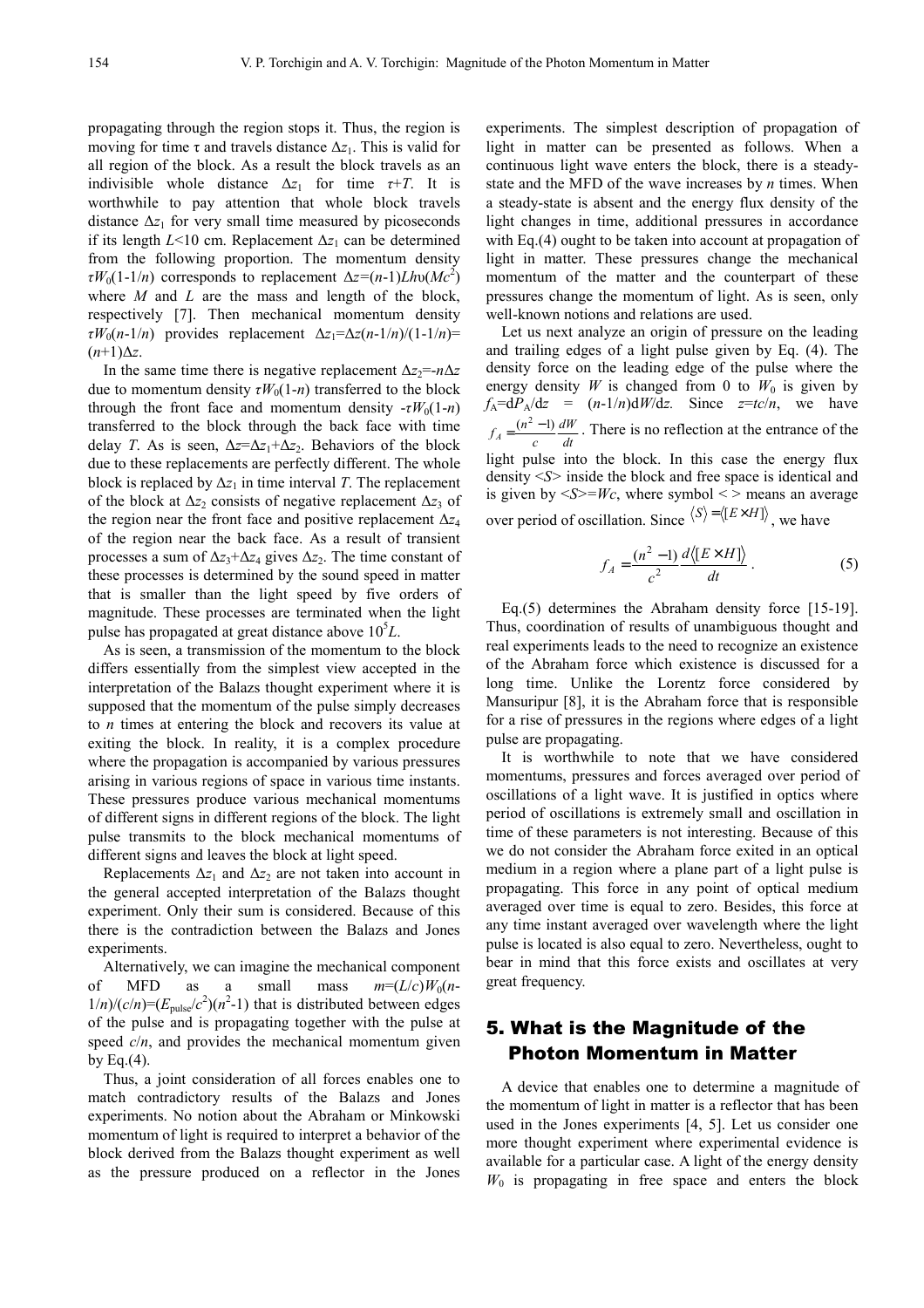propagating through the region stops it. Thus, the region is moving for time τ and travels distance $\Delta z_1$. This is valid for all region of the block. As a result the block travels as an indivisible whole distance $\Delta z_1$ for time $\tau+T$. It is worthwhile to pay attention that whole block travels distance $\Delta z_1$ for very small time measured by picoseconds if its length $L$<10 cm. Replacement $\Delta z_1$ can be determined from the following proportion. The momentum density $\tau W_0(1\text{-}1/n)$ corresponds to replacement $\Delta z=(n\text{-}1)Lh\upsilon(Mc^2)$ where $M$ and $L$ are the mass and length of the block, respectively [7]. Then mechanical momentum density $\tau W_0(n\text{-}1/n)$ provides replacement $\Delta z_1=\Delta z(n\text{-}1/n)/(1\text{-}1/n)=(n+1)\Delta z$.

In the same time there is negative replacement $\Delta z_2=\text{-}n\Delta z$ due to momentum density $\tau W_0(1\text{-}n)$ transferred to the block through the front face and momentum density $\text{-}\tau W_0(1\text{-}n)$ transferred to the block through the back face with time delay $T$. As is seen, $\Delta z=\Delta z_1+\Delta z_2$. Behaviors of the block due to these replacements are perfectly different. The whole block is replaced by $\Delta z_1$ in time interval $T$. The replacement of the block at $\Delta z_2$ consists of negative replacement $\Delta z_3$ of the region near the front face and positive replacement $\Delta z_4$ of the region near the back face. As a result of transient processes a sum of $\Delta z_3+\Delta z_4$ gives $\Delta z_2$. The time constant of these processes is determined by the sound speed in matter that is smaller than the light speed by five orders of magnitude. These processes are terminated when the light pulse has propagated at great distance above $10^5L$.

As is seen, a transmission of the momentum to the block differs essentially from the simplest view accepted in the interpretation of the Balazs thought experiment where it is supposed that the momentum of the pulse simply decreases to $n$ times at entering the block and recovers its value at exiting the block. In reality, it is a complex procedure where the propagation is accompanied by various pressures arising in various regions of space in various time instants. These pressures produce various mechanical momentums of different signs in different regions of the block. The light pulse transmits to the block mechanical momentums of different signs and leaves the block at light speed.

Replacements $\Delta z_1$ and $\Delta z_2$ are not taken into account in the general accepted interpretation of the Balazs thought experiment. Only their sum is considered. Because of this there is the contradiction between the Balazs and Jones experiments.

Alternatively, we can imagine the mechanical component of MFD as a small mass $m=(L/c)W_0(n\text{-}1/n)/(c/n)=(E_{\text{pulse}}/c^2)(n^2\text{-}1)$ that is distributed between edges of the pulse and is propagating together with the pulse at speed $c/n$, and provides the mechanical momentum given by Eq.(4).

Thus, a joint consideration of all forces enables one to match contradictory results of the Balazs and Jones experiments. No notion about the Abraham or Minkowski momentum of light is required to interpret a behavior of the block derived from the Balazs thought experiment as well as the pressure produced on a reflector in the Jones experiments. The simplest description of propagation of light in matter can be presented as follows. When a continuous light wave enters the block, there is a steady-state and the MFD of the wave increases by $n$ times. When a steady-state is absent and the energy flux density of the light changes in time, additional pressures in accordance with Eq.(4) ought to be taken into account at propagation of light in matter. These pressures change the mechanical momentum of the matter and the counterpart of these pressures change the momentum of light. As is seen, only well-known notions and relations are used.

Let us next analyze an origin of pressure on the leading and trailing edges of a light pulse given by Eq. (4). The density force on the leading edge of the pulse where the energy density $W$ is changed from 0 to $W_0$ is given by $f_A=\mathrm{d}P_A/\mathrm{d}z = (n\text{-}1/n)\mathrm{d}W/\mathrm{d}z$. Since $z=tc/n$, we have $f_A=\frac{(n^2-1)}{c}\frac{dW}{dt}$. There is no reflection at the entrance of the light pulse into the block. In this case the energy flux density $\langle S\rangle$ inside the block and free space is identical and is given by $\langle S\rangle=Wc$, where symbol $\langle\ \rangle$ means an average over period of oscillation. Since $\langle S\rangle=\langle[E\times H]\rangle$, we have

$$f_A=\frac{(n^2-1)}{c^2}\frac{d\langle[E\times H]\rangle}{dt}. \tag{5}$$

Eq.(5) determines the Abraham density force [15-19]. Thus, coordination of results of unambiguous thought and real experiments leads to the need to recognize an existence of the Abraham force which existence is discussed for a long time. Unlike the Lorentz force considered by Mansuripur [8], it is the Abraham force that is responsible for a rise of pressures in the regions where edges of a light pulse are propagating.

It is worthwhile to note that we have considered momentums, pressures and forces averaged over period of oscillations of a light wave. It is justified in optics where period of oscillations is extremely small and oscillation in time of these parameters is not interesting. Because of this we do not consider the Abraham force exited in an optical medium in a region where a plane part of a light pulse is propagating. This force in any point of optical medium averaged over time is equal to zero. Besides, this force at any time instant averaged over wavelength where the light pulse is located is also equal to zero. Nevertheless, ought to bear in mind that this force exists and oscillates at very great frequency.

## 5. What is the Magnitude of the Photon Momentum in Matter

A device that enables one to determine a magnitude of the momentum of light in matter is a reflector that has been used in the Jones experiments [4, 5]. Let us consider one more thought experiment where experimental evidence is available for a particular case. A light of the energy density $W_0$ is propagating in free space and enters the block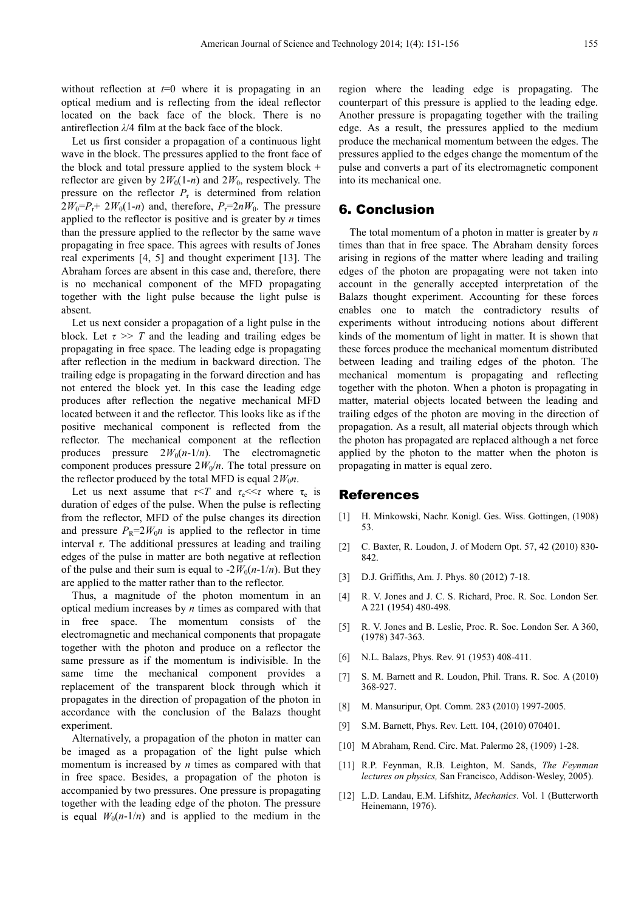without reflection at $t$=0 where it is propagating in an optical medium and is reflecting from the ideal reflector located on the back face of the block. There is no antireflection $\lambda/4$ film at the back face of the block.

Let us first consider a propagation of a continuous light wave in the block. The pressures applied to the front face of the block and total pressure applied to the system block + reflector are given by $2W_0(1\text{-}n)$ and $2W_0$, respectively. The pressure on the reflector $P_r$ is determined from relation $2W_0=P_r+ 2W_0(1\text{-}n)$ and, therefore, $P_r=2nW_0$. The pressure applied to the reflector is positive and is greater by $n$ times than the pressure applied to the reflector by the same wave propagating in free space. This agrees with results of Jones real experiments [4, 5] and thought experiment [13]. The Abraham forces are absent in this case and, therefore, there is no mechanical component of the MFD propagating together with the light pulse because the light pulse is absent.

Let us next consider a propagation of a light pulse in the block. Let $\tau >> T$ and the leading and trailing edges be propagating in free space. The leading edge is propagating after reflection in the medium in backward direction. The trailing edge is propagating in the forward direction and has not entered the block yet. In this case the leading edge produces after reflection the negative mechanical MFD located between it and the reflector. This looks like as if the positive mechanical component is reflected from the reflector. The mechanical component at the reflection produces pressure $2W_0(n\text{-}1/n)$. The electromagnetic component produces pressure $2W_0/n$. The total pressure on the reflector produced by the total MFD is equal $2W_0n$.

Let us next assume that $\tau<T$ and $\tau_e<<\tau$ where $\tau_e$ is duration of edges of the pulse. When the pulse is reflecting from the reflector, MFD of the pulse changes its direction and pressure $P_R=2W_0n$ is applied to the reflector in time interval $\tau$. The additional pressures at leading and trailing edges of the pulse in matter are both negative at reflection of the pulse and their sum is equal to $-2W_0(n\text{-}1/n)$. But they are applied to the matter rather than to the reflector.

Thus, a magnitude of the photon momentum in an optical medium increases by $n$ times as compared with that in free space. The momentum consists of the electromagnetic and mechanical components that propagate together with the photon and produce on a reflector the same pressure as if the momentum is indivisible. In the same time the mechanical component provides a replacement of the transparent block through which it propagates in the direction of propagation of the photon in accordance with the conclusion of the Balazs thought experiment.

Alternatively, a propagation of the photon in matter can be imaged as a propagation of the light pulse which momentum is increased by $n$ times as compared with that in free space. Besides, a propagation of the photon is accompanied by two pressures. One pressure is propagating together with the leading edge of the photon. The pressure is equal $W_0(n\text{-}1/n)$ and is applied to the medium in the region where the leading edge is propagating. The counterpart of this pressure is applied to the leading edge. Another pressure is propagating together with the trailing edge. As a result, the pressures applied to the medium produce the mechanical momentum between the edges. The pressures applied to the edges change the momentum of the pulse and converts a part of its electromagnetic component into its mechanical one.

## 6. Conclusion

The total momentum of a photon in matter is greater by $n$ times than that in free space. The Abraham density forces arising in regions of the matter where leading and trailing edges of the photon are propagating were not taken into account in the generally accepted interpretation of the Balazs thought experiment. Accounting for these forces enables one to match the contradictory results of experiments without introducing notions about different kinds of the momentum of light in matter. It is shown that these forces produce the mechanical momentum distributed between leading and trailing edges of the photon. The mechanical momentum is propagating and reflecting together with the photon. When a photon is propagating in matter, material objects located between the leading and trailing edges of the photon are moving in the direction of propagation. As a result, all material objects through which the photon has propagated are replaced although a net force applied by the photon to the matter when the photon is propagating in matter is equal zero.

## References

[1] H. Minkowski, Nachr. Konigl. Ges. Wiss. Gottingen, (1908) 53.

[2] C. Baxter, R. Loudon, J. of Modern Opt. 57, 42 (2010) 830-842.

[3] D.J. Griffiths, Am. J. Phys. 80 (2012) 7-18.

[4] R. V. Jones and J. C. S. Richard, Proc. R. Soc. London Ser. A 221 (1954) 480-498.

[5] R. V. Jones and B. Leslie, Proc. R. Soc. London Ser. A 360, (1978) 347-363.

[6] N.L. Balazs, Phys. Rev. 91 (1953) 408-411.

[7] S. M. Barnett and R. Loudon, Phil. Trans. R. Soc. A (2010) 368-927.

[8] M. Mansuripur, Opt. Comm. 283 (2010) 1997-2005.

[9] S.M. Barnett, Phys. Rev. Lett. 104, (2010) 070401.

[10] M Abraham, Rend. Circ. Mat. Palermo 28, (1909) 1-28.

[11] R.P. Feynman, R.B. Leighton, M. Sands, *The Feynman lectures on physics,* San Francisco, Addison-Wesley, 2005).

[12] L.D. Landau, E.M. Lifshitz, *Mechanics*. Vol. 1 (Butterworth Heinemann, 1976).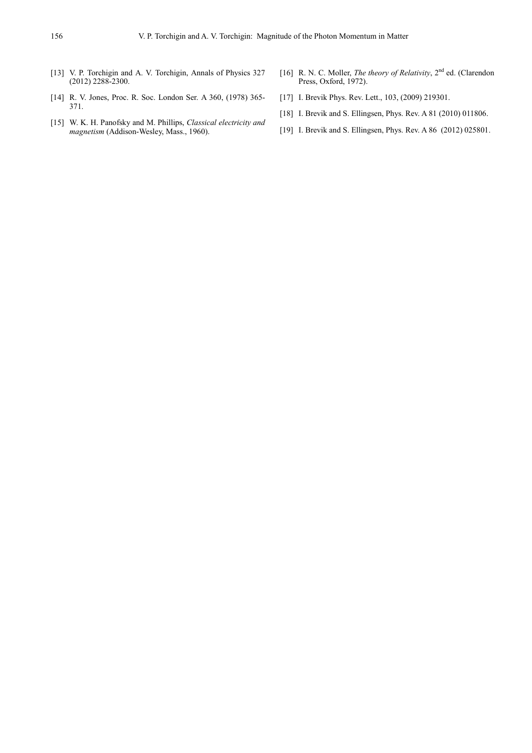[13] V. P. Torchigin and A. V. Torchigin, Annals of Physics 327 (2012) 2288-2300.

[14] R. V. Jones, Proc. R. Soc. London Ser. A 360, (1978) 365-371.

[15] W. K. H. Panofsky and M. Phillips, *Classical electricity and magnetism* (Addison-Wesley, Mass., 1960).

[16] R. N. C. Moller, *The theory of Relativity*, 2nd ed. (Clarendon Press, Oxford, 1972).

[17] I. Brevik Phys. Rev. Lett., 103, (2009) 219301.

[18] I. Brevik and S. Ellingsen, Phys. Rev. A 81 (2010) 011806.

[19] I. Brevik and S. Ellingsen, Phys. Rev. A 86 (2012) 025801.